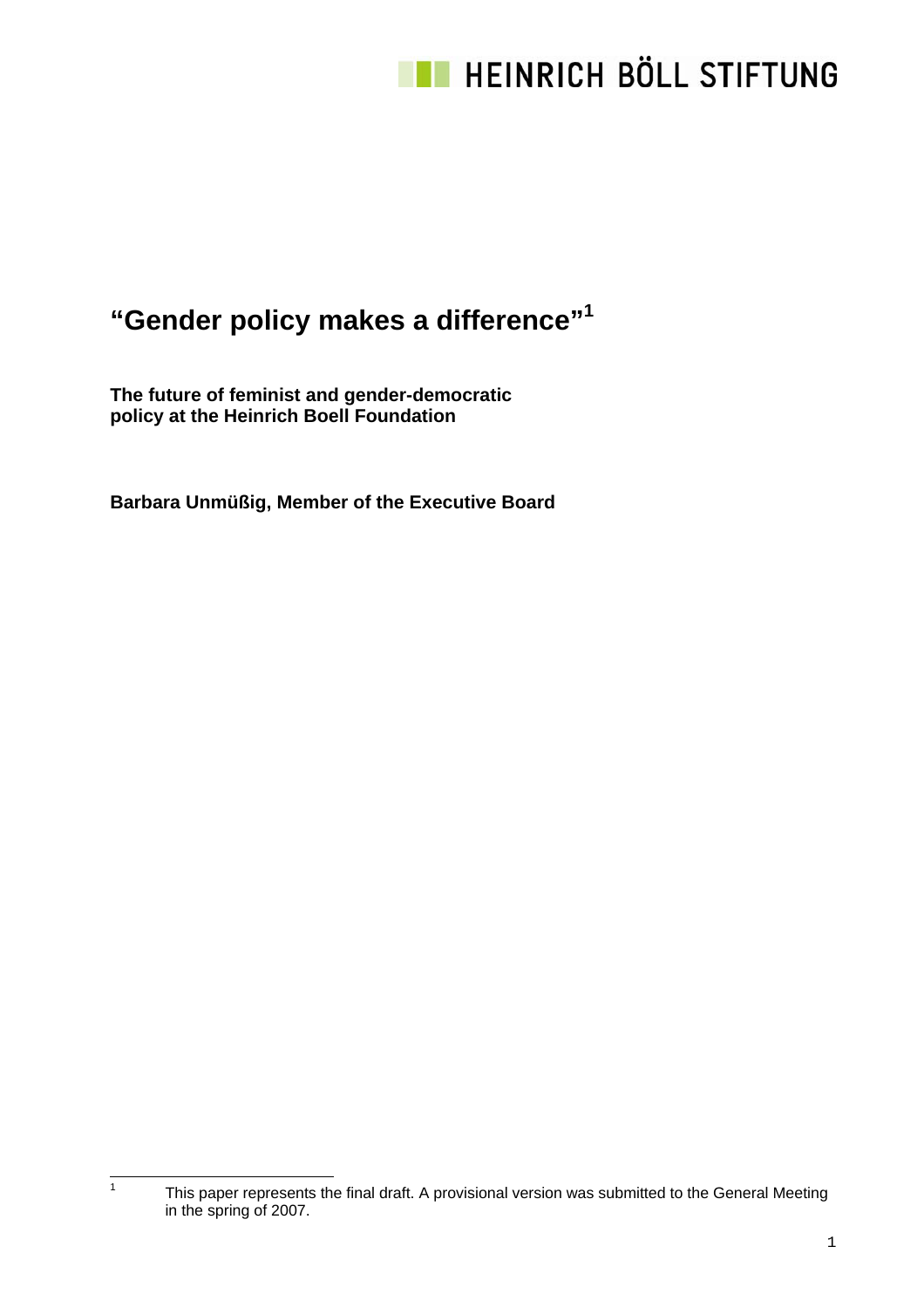HEINRICH BÖLL STIFTUNG

# "Gender policy makes a difference"[1]

**The future of feminist and gender-democratic policy at the Heinrich Boell Foundation**

**Barbara Unmüßig, Member of the Executive Board**

---

[1] This paper represents the final draft. A provisional version was submitted to the General Meeting in the spring of 2007.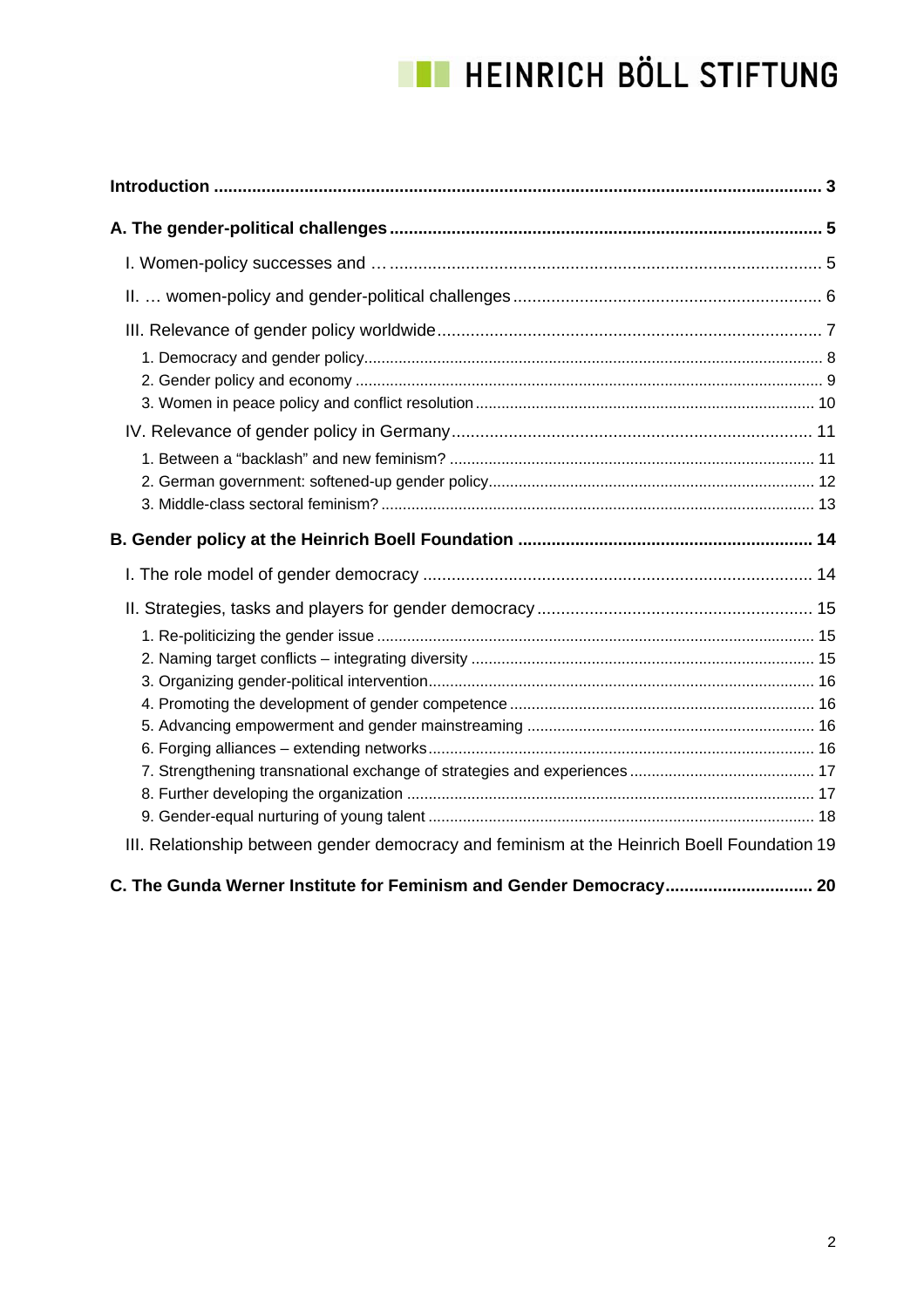**Introduction** ........ 3

**A. The gender-political challenges** ........ 5

I. Women-policy successes and … ........ 5

II. … women-policy and gender-political challenges ........ 6

III. Relevance of gender policy worldwide ........ 7

1. Democracy and gender policy ........ 8
2. Gender policy and economy ........ 9
3. Women in peace policy and conflict resolution ........ 10

IV. Relevance of gender policy in Germany ........ 11

1. Between a "backlash" and new feminism? ........ 11
2. German government: softened-up gender policy ........ 12
3. Middle-class sectoral feminism? ........ 13

**B. Gender policy at the Heinrich Boell Foundation** ........ 14

I. The role model of gender democracy ........ 14

II. Strategies, tasks and players for gender democracy ........ 15

1. Re-politicizing the gender issue ........ 15
2. Naming target conflicts – integrating diversity ........ 15
3. Organizing gender-political intervention ........ 16
4. Promoting the development of gender competence ........ 16
5. Advancing empowerment and gender mainstreaming ........ 16
6. Forging alliances – extending networks ........ 16
7. Strengthening transnational exchange of strategies and experiences ........ 17
8. Further developing the organization ........ 17
9. Gender-equal nurturing of young talent ........ 18

III. Relationship between gender democracy and feminism at the Heinrich Boell Foundation ........ 19

**C. The Gunda Werner Institute for Feminism and Gender Democracy** ........ 20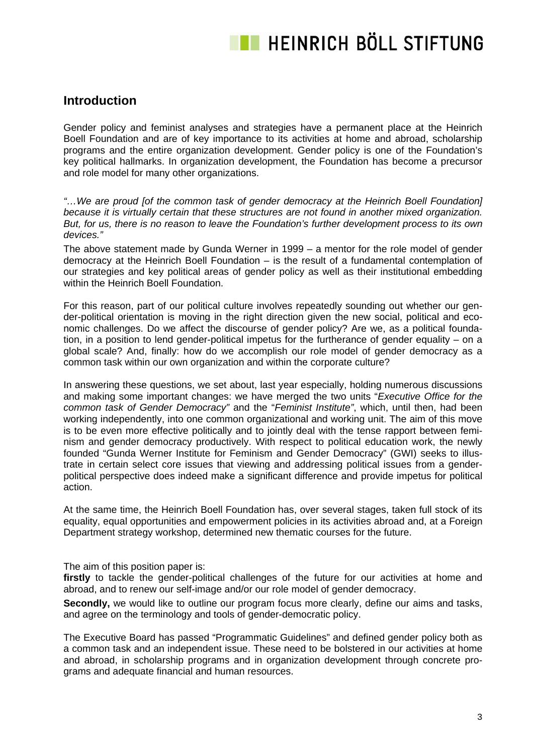## Introduction

Gender policy and feminist analyses and strategies have a permanent place at the Heinrich Boell Foundation and are of key importance to its activities at home and abroad, scholarship programs and the entire organization development. Gender policy is one of the Foundation's key political hallmarks. In organization development, the Foundation has become a precursor and role model for many other organizations.

*"…We are proud [of the common task of gender democracy at the Heinrich Boell Foundation] because it is virtually certain that these structures are not found in another mixed organization. But, for us, there is no reason to leave the Foundation's further development process to its own devices."*

The above statement made by Gunda Werner in 1999 – a mentor for the role model of gender democracy at the Heinrich Boell Foundation – is the result of a fundamental contemplation of our strategies and key political areas of gender policy as well as their institutional embedding within the Heinrich Boell Foundation.

For this reason, part of our political culture involves repeatedly sounding out whether our gender-political orientation is moving in the right direction given the new social, political and economic challenges. Do we affect the discourse of gender policy? Are we, as a political foundation, in a position to lend gender-political impetus for the furtherance of gender equality – on a global scale? And, finally: how do we accomplish our role model of gender democracy as a common task within our own organization and within the corporate culture?

In answering these questions, we set about, last year especially, holding numerous discussions and making some important changes: we have merged the two units "*Executive Office for the common task of Gender Democracy"* and the "*Feminist Institute"*, which, until then, had been working independently, into one common organizational and working unit. The aim of this move is to be even more effective politically and to jointly deal with the tense rapport between feminism and gender democracy productively. With respect to political education work, the newly founded "Gunda Werner Institute for Feminism and Gender Democracy" (GWI) seeks to illustrate in certain select core issues that viewing and addressing political issues from a gender-political perspective does indeed make a significant difference and provide impetus for political action.

At the same time, the Heinrich Boell Foundation has, over several stages, taken full stock of its equality, equal opportunities and empowerment policies in its activities abroad and, at a Foreign Department strategy workshop, determined new thematic courses for the future.

The aim of this position paper is:

**firstly** to tackle the gender-political challenges of the future for our activities at home and abroad, and to renew our self-image and/or our role model of gender democracy.

**Secondly,** we would like to outline our program focus more clearly, define our aims and tasks, and agree on the terminology and tools of gender-democratic policy.

The Executive Board has passed "Programmatic Guidelines" and defined gender policy both as a common task and an independent issue. These need to be bolstered in our activities at home and abroad, in scholarship programs and in organization development through concrete programs and adequate financial and human resources.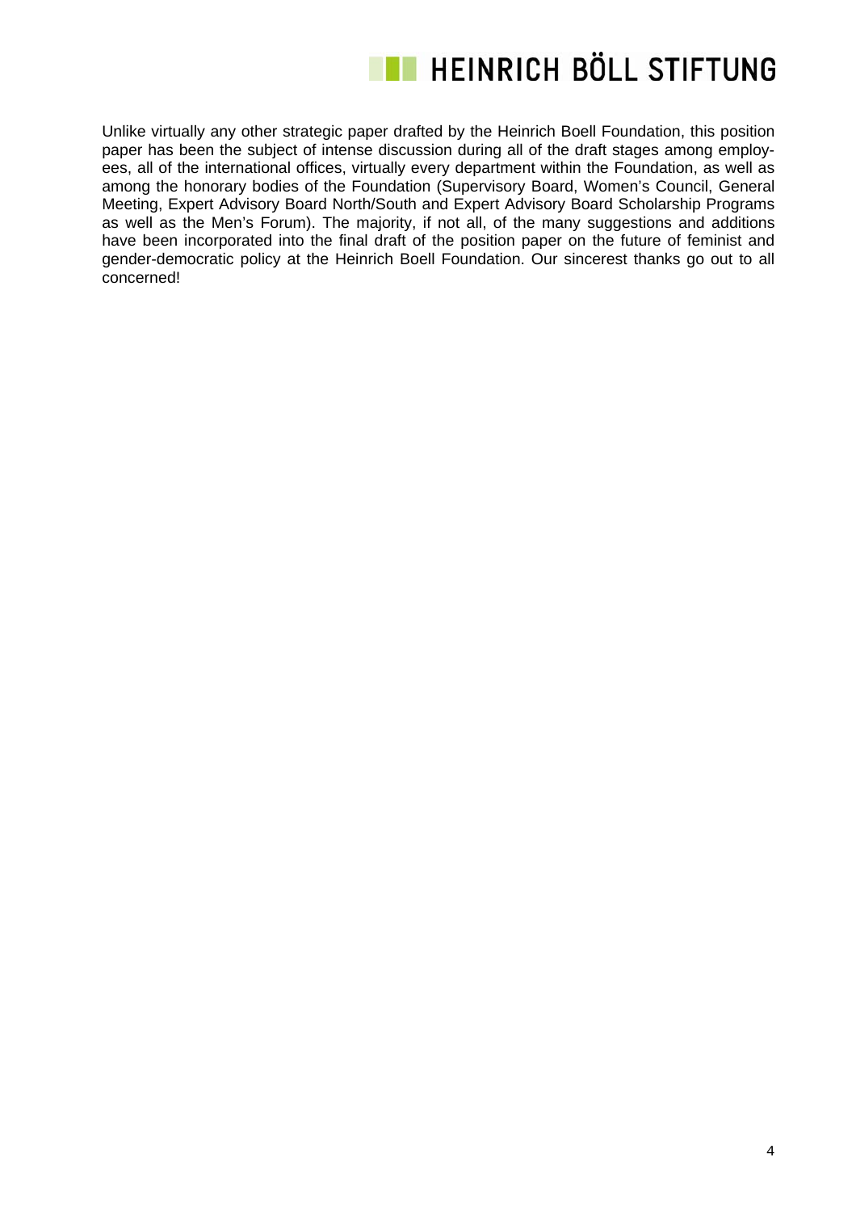Unlike virtually any other strategic paper drafted by the Heinrich Boell Foundation, this position paper has been the subject of intense discussion during all of the draft stages among employees, all of the international offices, virtually every department within the Foundation, as well as among the honorary bodies of the Foundation (Supervisory Board, Women's Council, General Meeting, Expert Advisory Board North/South and Expert Advisory Board Scholarship Programs as well as the Men's Forum). The majority, if not all, of the many suggestions and additions have been incorporated into the final draft of the position paper on the future of feminist and gender-democratic policy at the Heinrich Boell Foundation. Our sincerest thanks go out to all concerned!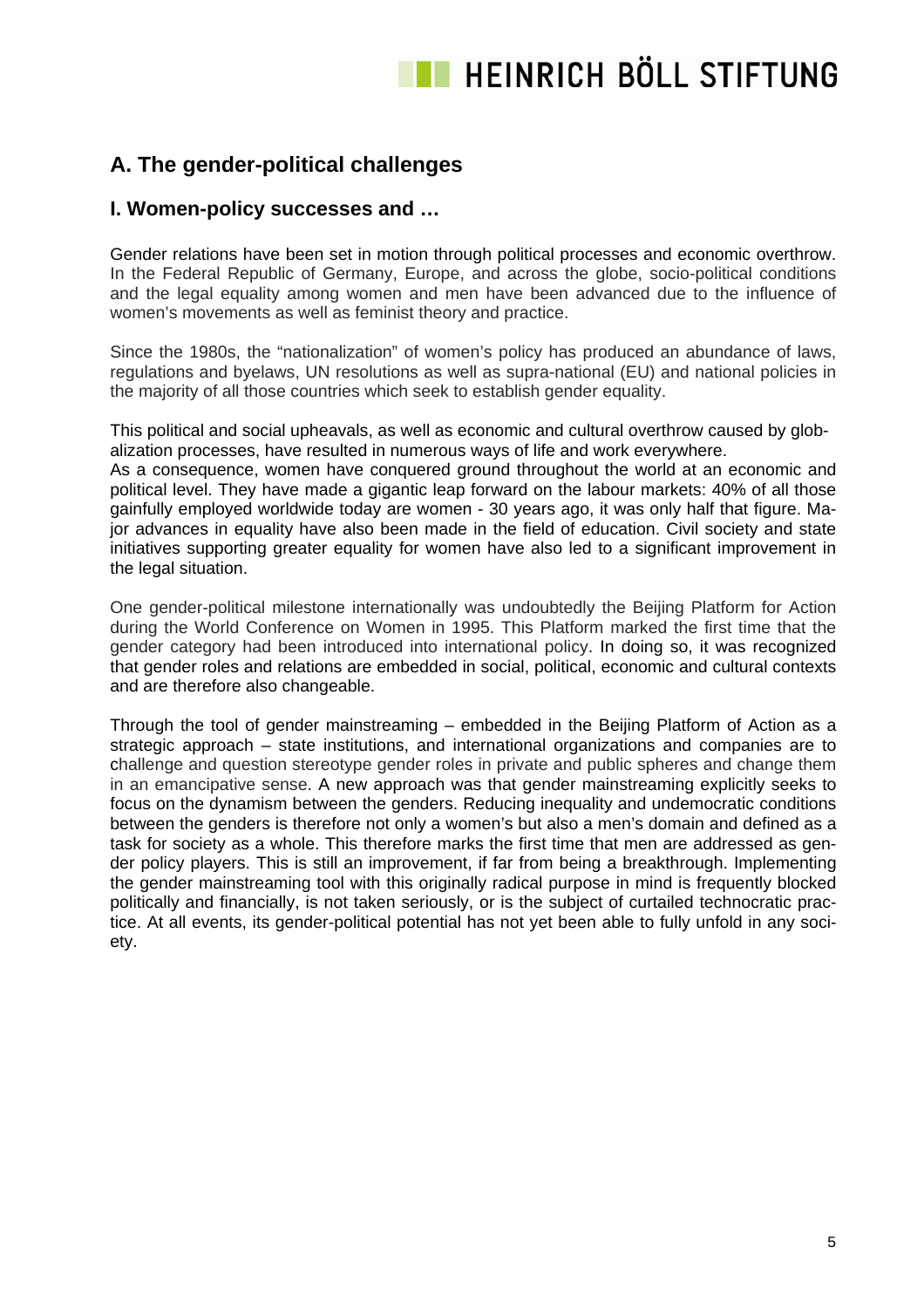## A. The gender-political challenges

### I. Women-policy successes and …

Gender relations have been set in motion through political processes and economic overthrow. In the Federal Republic of Germany, Europe, and across the globe, socio-political conditions and the legal equality among women and men have been advanced due to the influence of women's movements as well as feminist theory and practice.

Since the 1980s, the "nationalization" of women's policy has produced an abundance of laws, regulations and byelaws, UN resolutions as well as supra-national (EU) and national policies in the majority of all those countries which seek to establish gender equality.

This political and social upheavals, as well as economic and cultural overthrow caused by globalization processes, have resulted in numerous ways of life and work everywhere.
As a consequence, women have conquered ground throughout the world at an economic and political level. They have made a gigantic leap forward on the labour markets: 40% of all those gainfully employed worldwide today are women - 30 years ago, it was only half that figure. Major advances in equality have also been made in the field of education. Civil society and state initiatives supporting greater equality for women have also led to a significant improvement in the legal situation.

One gender-political milestone internationally was undoubtedly the Beijing Platform for Action during the World Conference on Women in 1995. This Platform marked the first time that the gender category had been introduced into international policy. In doing so, it was recognized that gender roles and relations are embedded in social, political, economic and cultural contexts and are therefore also changeable.

Through the tool of gender mainstreaming – embedded in the Beijing Platform of Action as a strategic approach – state institutions, and international organizations and companies are to challenge and question stereotype gender roles in private and public spheres and change them in an emancipative sense. A new approach was that gender mainstreaming explicitly seeks to focus on the dynamism between the genders. Reducing inequality and undemocratic conditions between the genders is therefore not only a women's but also a men's domain and defined as a task for society as a whole. This therefore marks the first time that men are addressed as gender policy players. This is still an improvement, if far from being a breakthrough. Implementing the gender mainstreaming tool with this originally radical purpose in mind is frequently blocked politically and financially, is not taken seriously, or is the subject of curtailed technocratic practice. At all events, its gender-political potential has not yet been able to fully unfold in any society.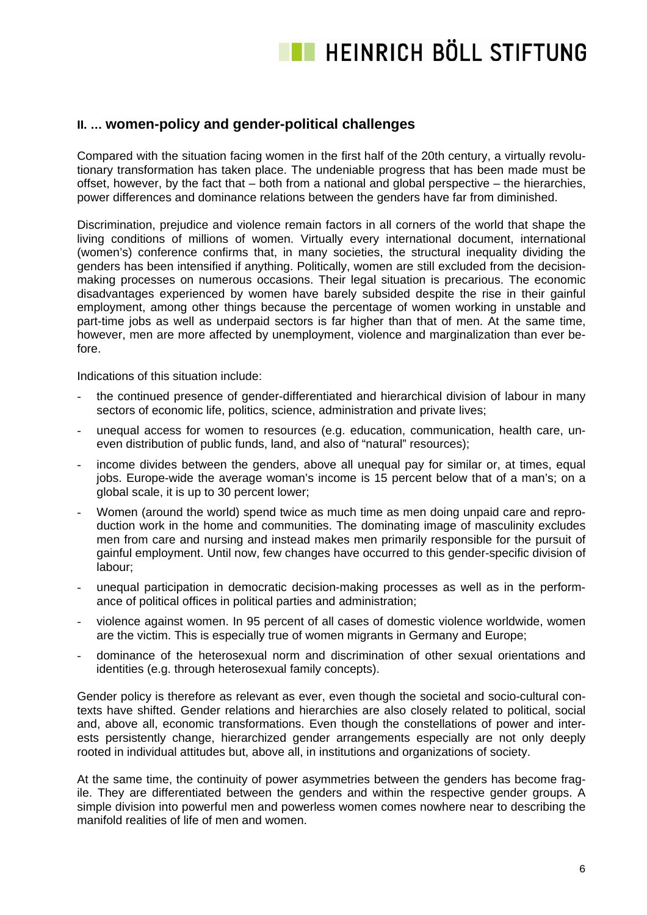## II. ... women-policy and gender-political challenges

Compared with the situation facing women in the first half of the 20th century, a virtually revolutionary transformation has taken place. The undeniable progress that has been made must be offset, however, by the fact that – both from a national and global perspective – the hierarchies, power differences and dominance relations between the genders have far from diminished.

Discrimination, prejudice and violence remain factors in all corners of the world that shape the living conditions of millions of women. Virtually every international document, international (women's) conference confirms that, in many societies, the structural inequality dividing the genders has been intensified if anything. Politically, women are still excluded from the decision-making processes on numerous occasions. Their legal situation is precarious. The economic disadvantages experienced by women have barely subsided despite the rise in their gainful employment, among other things because the percentage of women working in unstable and part-time jobs as well as underpaid sectors is far higher than that of men. At the same time, however, men are more affected by unemployment, violence and marginalization than ever before.

Indications of this situation include:

- the continued presence of gender-differentiated and hierarchical division of labour in many sectors of economic life, politics, science, administration and private lives;
- unequal access for women to resources (e.g. education, communication, health care, uneven distribution of public funds, land, and also of "natural" resources);
- income divides between the genders, above all unequal pay for similar or, at times, equal jobs. Europe-wide the average woman's income is 15 percent below that of a man's; on a global scale, it is up to 30 percent lower;
- Women (around the world) spend twice as much time as men doing unpaid care and reproduction work in the home and communities. The dominating image of masculinity excludes men from care and nursing and instead makes men primarily responsible for the pursuit of gainful employment. Until now, few changes have occurred to this gender-specific division of labour;
- unequal participation in democratic decision-making processes as well as in the performance of political offices in political parties and administration;
- violence against women. In 95 percent of all cases of domestic violence worldwide, women are the victim. This is especially true of women migrants in Germany and Europe;
- dominance of the heterosexual norm and discrimination of other sexual orientations and identities (e.g. through heterosexual family concepts).

Gender policy is therefore as relevant as ever, even though the societal and socio-cultural contexts have shifted. Gender relations and hierarchies are also closely related to political, social and, above all, economic transformations. Even though the constellations of power and interests persistently change, hierarchized gender arrangements especially are not only deeply rooted in individual attitudes but, above all, in institutions and organizations of society.

At the same time, the continuity of power asymmetries between the genders has become fragile. They are differentiated between the genders and within the respective gender groups. A simple division into powerful men and powerless women comes nowhere near to describing the manifold realities of life of men and women.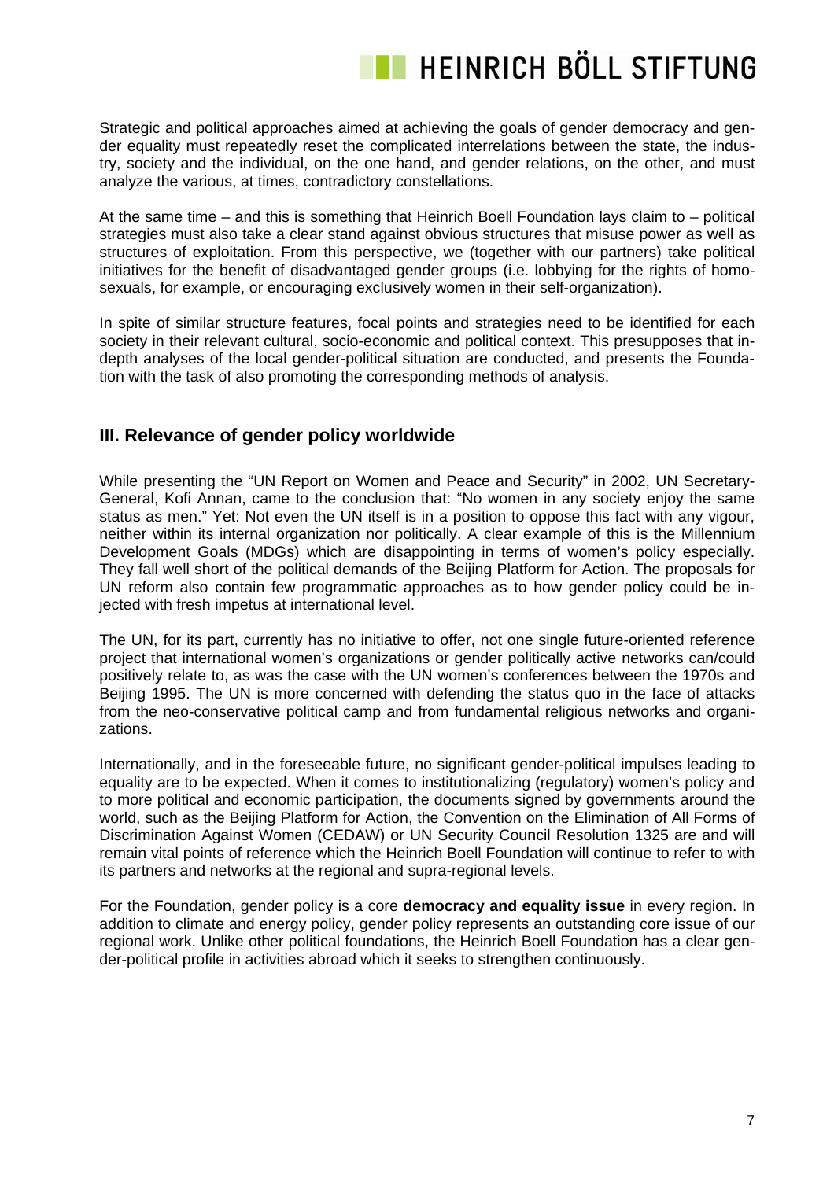Strategic and political approaches aimed at achieving the goals of gender democracy and gender equality must repeatedly reset the complicated interrelations between the state, the industry, society and the individual, on the one hand, and gender relations, on the other, and must analyze the various, at times, contradictory constellations.

At the same time – and this is something that Heinrich Boell Foundation lays claim to – political strategies must also take a clear stand against obvious structures that misuse power as well as structures of exploitation. From this perspective, we (together with our partners) take political initiatives for the benefit of disadvantaged gender groups (i.e. lobbying for the rights of homosexuals, for example, or encouraging exclusively women in their self-organization).

In spite of similar structure features, focal points and strategies need to be identified for each society in their relevant cultural, socio-economic and political context. This presupposes that in-depth analyses of the local gender-political situation are conducted, and presents the Foundation with the task of also promoting the corresponding methods of analysis.

## III. Relevance of gender policy worldwide

While presenting the "UN Report on Women and Peace and Security" in 2002, UN Secretary-General, Kofi Annan, came to the conclusion that: "No women in any society enjoy the same status as men." Yet: Not even the UN itself is in a position to oppose this fact with any vigour, neither within its internal organization nor politically. A clear example of this is the Millennium Development Goals (MDGs) which are disappointing in terms of women's policy especially. They fall well short of the political demands of the Beijing Platform for Action. The proposals for UN reform also contain few programmatic approaches as to how gender policy could be injected with fresh impetus at international level.

The UN, for its part, currently has no initiative to offer, not one single future-oriented reference project that international women's organizations or gender politically active networks can/could positively relate to, as was the case with the UN women's conferences between the 1970s and Beijing 1995. The UN is more concerned with defending the status quo in the face of attacks from the neo-conservative political camp and from fundamental religious networks and organizations.

Internationally, and in the foreseeable future, no significant gender-political impulses leading to equality are to be expected. When it comes to institutionalizing (regulatory) women's policy and to more political and economic participation, the documents signed by governments around the world, such as the Beijing Platform for Action, the Convention on the Elimination of All Forms of Discrimination Against Women (CEDAW) or UN Security Council Resolution 1325 are and will remain vital points of reference which the Heinrich Boell Foundation will continue to refer to with its partners and networks at the regional and supra-regional levels.

For the Foundation, gender policy is a core **democracy and equality issue** in every region. In addition to climate and energy policy, gender policy represents an outstanding core issue of our regional work. Unlike other political foundations, the Heinrich Boell Foundation has a clear gender-political profile in activities abroad which it seeks to strengthen continuously.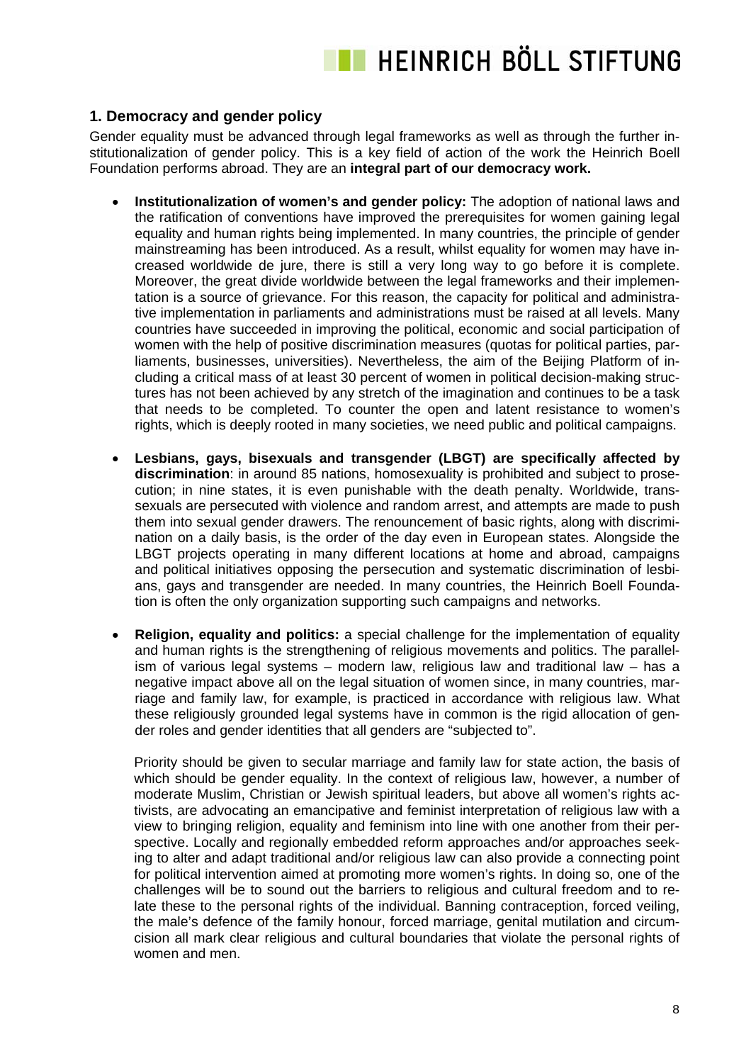## 1. Democracy and gender policy

Gender equality must be advanced through legal frameworks as well as through the further institutionalization of gender policy. This is a key field of action of the work the Heinrich Boell Foundation performs abroad. They are an **integral part of our democracy work.**

- **Institutionalization of women's and gender policy:** The adoption of national laws and the ratification of conventions have improved the prerequisites for women gaining legal equality and human rights being implemented. In many countries, the principle of gender mainstreaming has been introduced. As a result, whilst equality for women may have increased worldwide de jure, there is still a very long way to go before it is complete. Moreover, the great divide worldwide between the legal frameworks and their implementation is a source of grievance. For this reason, the capacity for political and administrative implementation in parliaments and administrations must be raised at all levels. Many countries have succeeded in improving the political, economic and social participation of women with the help of positive discrimination measures (quotas for political parties, parliaments, businesses, universities). Nevertheless, the aim of the Beijing Platform of including a critical mass of at least 30 percent of women in political decision-making structures has not been achieved by any stretch of the imagination and continues to be a task that needs to be completed. To counter the open and latent resistance to women's rights, which is deeply rooted in many societies, we need public and political campaigns.

- **Lesbians, gays, bisexuals and transgender (LBGT) are specifically affected by discrimination**: in around 85 nations, homosexuality is prohibited and subject to prosecution; in nine states, it is even punishable with the death penalty. Worldwide, transsexuals are persecuted with violence and random arrest, and attempts are made to push them into sexual gender drawers. The renouncement of basic rights, along with discrimination on a daily basis, is the order of the day even in European states. Alongside the LBGT projects operating in many different locations at home and abroad, campaigns and political initiatives opposing the persecution and systematic discrimination of lesbians, gays and transgender are needed. In many countries, the Heinrich Boell Foundation is often the only organization supporting such campaigns and networks.

- **Religion, equality and politics:** a special challenge for the implementation of equality and human rights is the strengthening of religious movements and politics. The parallelism of various legal systems – modern law, religious law and traditional law – has a negative impact above all on the legal situation of women since, in many countries, marriage and family law, for example, is practiced in accordance with religious law. What these religiously grounded legal systems have in common is the rigid allocation of gender roles and gender identities that all genders are "subjected to".

  Priority should be given to secular marriage and family law for state action, the basis of which should be gender equality. In the context of religious law, however, a number of moderate Muslim, Christian or Jewish spiritual leaders, but above all women's rights activists, are advocating an emancipative and feminist interpretation of religious law with a view to bringing religion, equality and feminism into line with one another from their perspective. Locally and regionally embedded reform approaches and/or approaches seeking to alter and adapt traditional and/or religious law can also provide a connecting point for political intervention aimed at promoting more women's rights. In doing so, one of the challenges will be to sound out the barriers to religious and cultural freedom and to relate these to the personal rights of the individual. Banning contraception, forced veiling, the male's defence of the family honour, forced marriage, genital mutilation and circumcision all mark clear religious and cultural boundaries that violate the personal rights of women and men.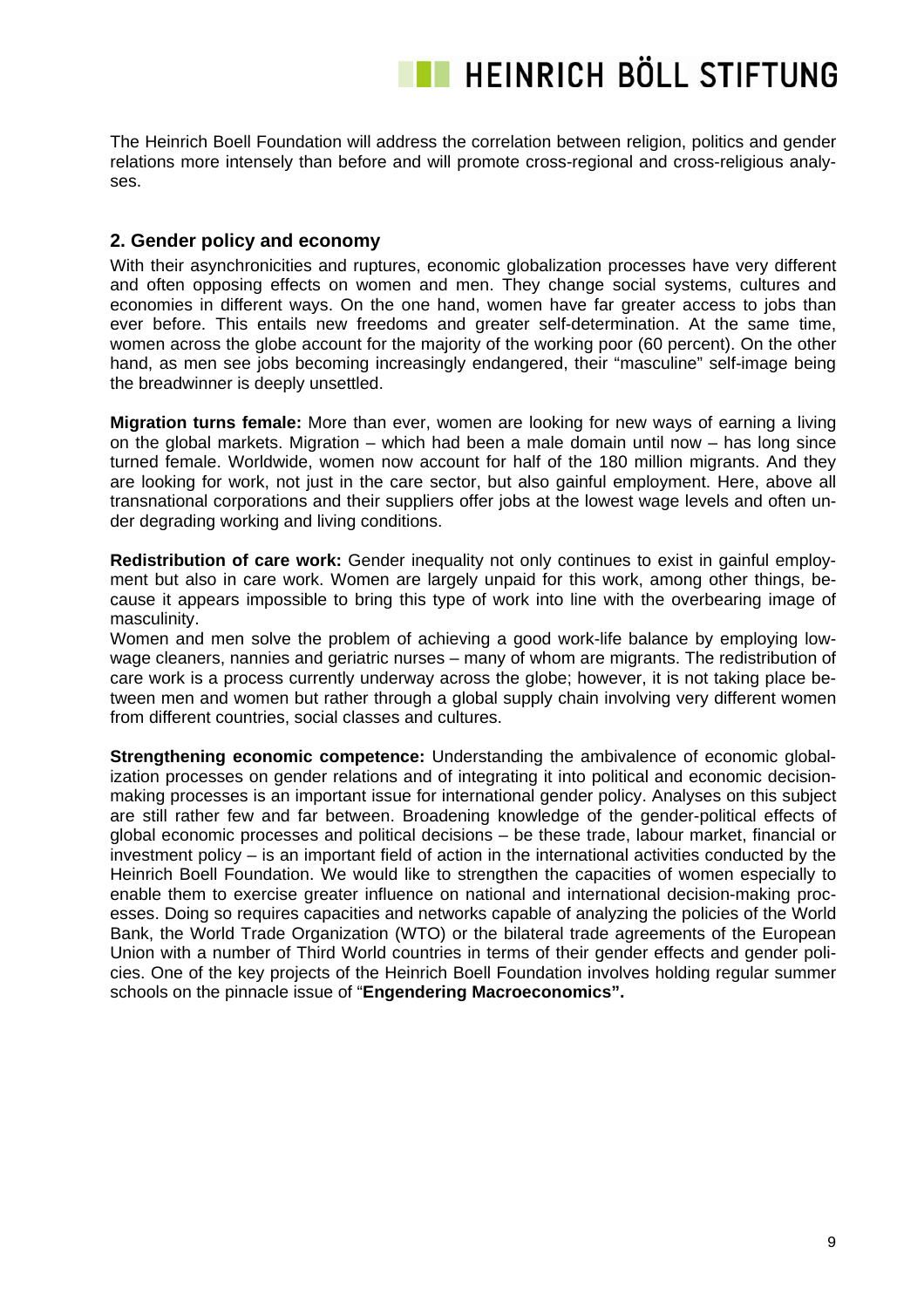The Heinrich Boell Foundation will address the correlation between religion, politics and gender relations more intensely than before and will promote cross-regional and cross-religious analyses.

## 2. Gender policy and economy

With their asynchronicities and ruptures, economic globalization processes have very different and often opposing effects on women and men. They change social systems, cultures and economies in different ways. On the one hand, women have far greater access to jobs than ever before. This entails new freedoms and greater self-determination. At the same time, women across the globe account for the majority of the working poor (60 percent). On the other hand, as men see jobs becoming increasingly endangered, their "masculine" self-image being the breadwinner is deeply unsettled.

**Migration turns female:** More than ever, women are looking for new ways of earning a living on the global markets. Migration – which had been a male domain until now – has long since turned female. Worldwide, women now account for half of the 180 million migrants. And they are looking for work, not just in the care sector, but also gainful employment. Here, above all transnational corporations and their suppliers offer jobs at the lowest wage levels and often under degrading working and living conditions.

**Redistribution of care work:** Gender inequality not only continues to exist in gainful employment but also in care work. Women are largely unpaid for this work, among other things, because it appears impossible to bring this type of work into line with the overbearing image of masculinity.

Women and men solve the problem of achieving a good work-life balance by employing low-wage cleaners, nannies and geriatric nurses – many of whom are migrants. The redistribution of care work is a process currently underway across the globe; however, it is not taking place between men and women but rather through a global supply chain involving very different women from different countries, social classes and cultures.

**Strengthening economic competence:** Understanding the ambivalence of economic globalization processes on gender relations and of integrating it into political and economic decision-making processes is an important issue for international gender policy. Analyses on this subject are still rather few and far between. Broadening knowledge of the gender-political effects of global economic processes and political decisions – be these trade, labour market, financial or investment policy – is an important field of action in the international activities conducted by the Heinrich Boell Foundation. We would like to strengthen the capacities of women especially to enable them to exercise greater influence on national and international decision-making processes. Doing so requires capacities and networks capable of analyzing the policies of the World Bank, the World Trade Organization (WTO) or the bilateral trade agreements of the European Union with a number of Third World countries in terms of their gender effects and gender policies. One of the key projects of the Heinrich Boell Foundation involves holding regular summer schools on the pinnacle issue of "**Engendering Macroeconomics".**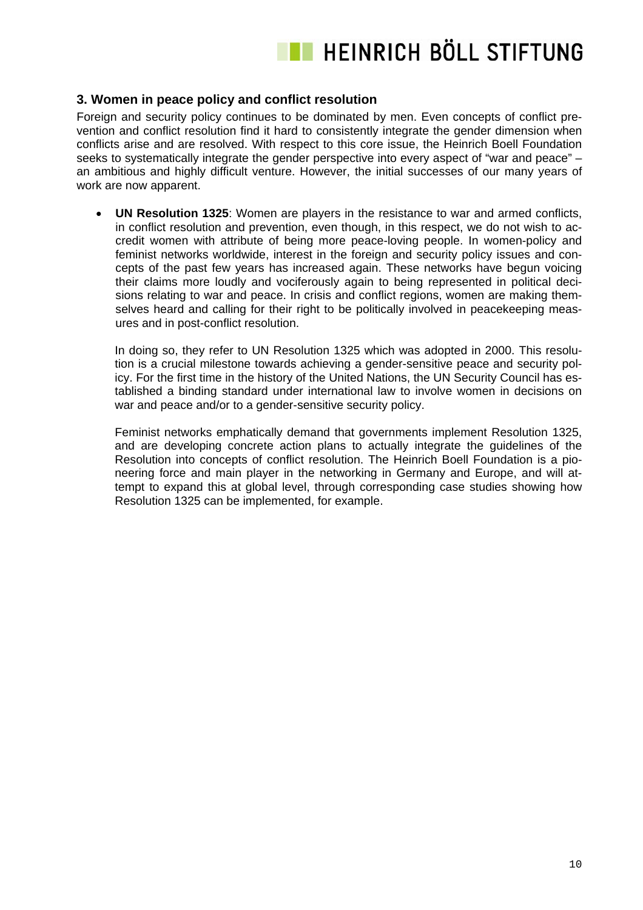## 3. Women in peace policy and conflict resolution

Foreign and security policy continues to be dominated by men. Even concepts of conflict prevention and conflict resolution find it hard to consistently integrate the gender dimension when conflicts arise and are resolved. With respect to this core issue, the Heinrich Boell Foundation seeks to systematically integrate the gender perspective into every aspect of "war and peace" – an ambitious and highly difficult venture. However, the initial successes of our many years of work are now apparent.

- **UN Resolution 1325**: Women are players in the resistance to war and armed conflicts, in conflict resolution and prevention, even though, in this respect, we do not wish to accredit women with attribute of being more peace-loving people. In women-policy and feminist networks worldwide, interest in the foreign and security policy issues and concepts of the past few years has increased again. These networks have begun voicing their claims more loudly and vociferously again to being represented in political decisions relating to war and peace. In crisis and conflict regions, women are making themselves heard and calling for their right to be politically involved in peacekeeping measures and in post-conflict resolution.

  In doing so, they refer to UN Resolution 1325 which was adopted in 2000. This resolution is a crucial milestone towards achieving a gender-sensitive peace and security policy. For the first time in the history of the United Nations, the UN Security Council has established a binding standard under international law to involve women in decisions on war and peace and/or to a gender-sensitive security policy.

  Feminist networks emphatically demand that governments implement Resolution 1325, and are developing concrete action plans to actually integrate the guidelines of the Resolution into concepts of conflict resolution. The Heinrich Boell Foundation is a pioneering force and main player in the networking in Germany and Europe, and will attempt to expand this at global level, through corresponding case studies showing how Resolution 1325 can be implemented, for example.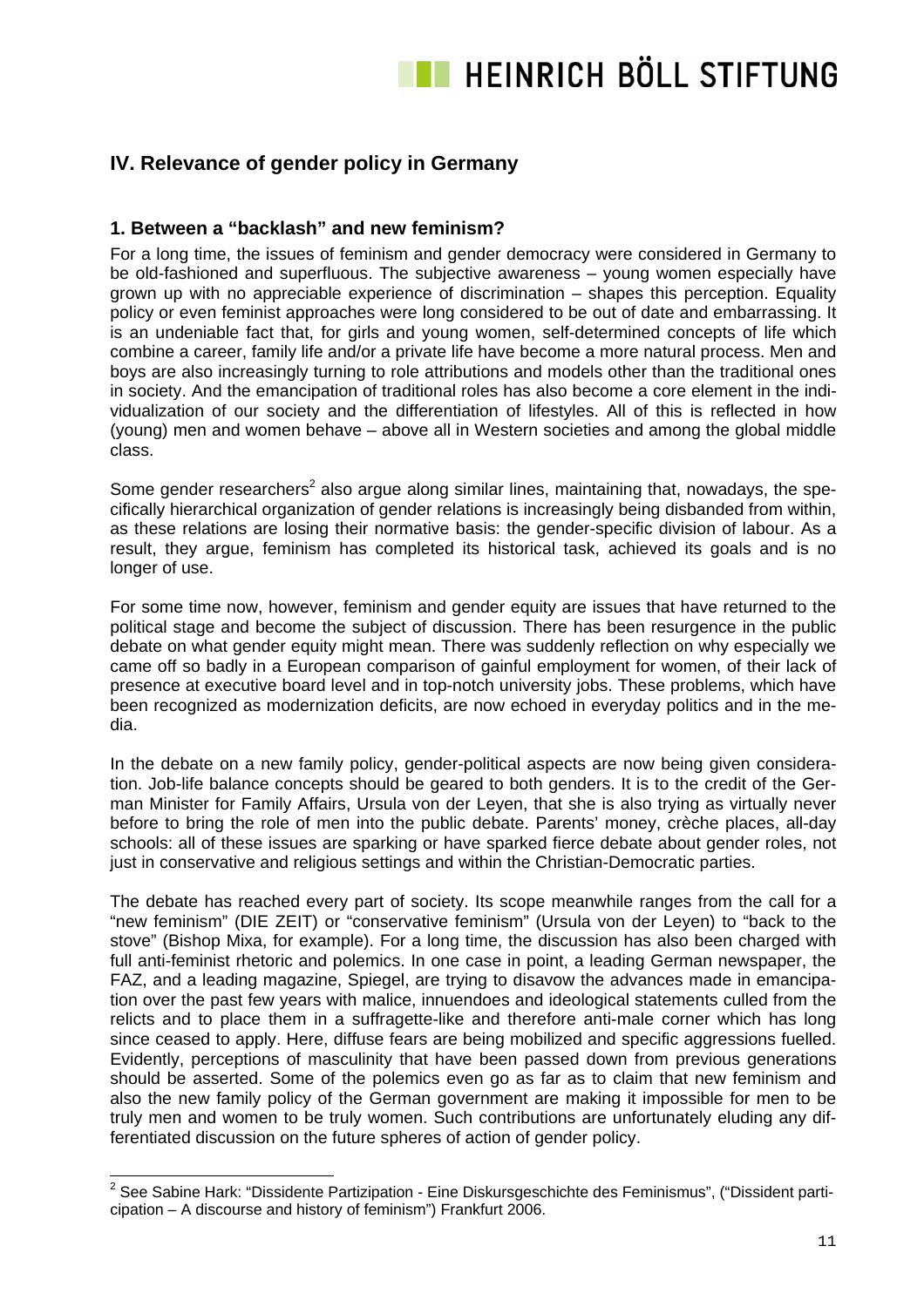## IV. Relevance of gender policy in Germany

### 1. Between a "backlash" and new feminism?

For a long time, the issues of feminism and gender democracy were considered in Germany to be old-fashioned and superfluous. The subjective awareness – young women especially have grown up with no appreciable experience of discrimination – shapes this perception. Equality policy or even feminist approaches were long considered to be out of date and embarrassing. It is an undeniable fact that, for girls and young women, self-determined concepts of life which combine a career, family life and/or a private life have become a more natural process. Men and boys are also increasingly turning to role attributions and models other than the traditional ones in society. And the emancipation of traditional roles has also become a core element in the individualization of our society and the differentiation of lifestyles. All of this is reflected in how (young) men and women behave – above all in Western societies and among the global middle class.

Some gender researchers[2] also argue along similar lines, maintaining that, nowadays, the specifically hierarchical organization of gender relations is increasingly being disbanded from within, as these relations are losing their normative basis: the gender-specific division of labour. As a result, they argue, feminism has completed its historical task, achieved its goals and is no longer of use.

For some time now, however, feminism and gender equity are issues that have returned to the political stage and become the subject of discussion. There has been resurgence in the public debate on what gender equity might mean. There was suddenly reflection on why especially we came off so badly in a European comparison of gainful employment for women, of their lack of presence at executive board level and in top-notch university jobs. These problems, which have been recognized as modernization deficits, are now echoed in everyday politics and in the media.

In the debate on a new family policy, gender-political aspects are now being given consideration. Job-life balance concepts should be geared to both genders. It is to the credit of the German Minister for Family Affairs, Ursula von der Leyen, that she is also trying as virtually never before to bring the role of men into the public debate. Parents' money, crèche places, all-day schools: all of these issues are sparking or have sparked fierce debate about gender roles, not just in conservative and religious settings and within the Christian-Democratic parties.

The debate has reached every part of society. Its scope meanwhile ranges from the call for a "new feminism" (DIE ZEIT) or "conservative feminism" (Ursula von der Leyen) to "back to the stove" (Bishop Mixa, for example). For a long time, the discussion has also been charged with full anti-feminist rhetoric and polemics. In one case in point, a leading German newspaper, the FAZ, and a leading magazine, Spiegel, are trying to disavow the advances made in emancipation over the past few years with malice, innuendoes and ideological statements culled from the relicts and to place them in a suffragette-like and therefore anti-male corner which has long since ceased to apply. Here, diffuse fears are being mobilized and specific aggressions fuelled. Evidently, perceptions of masculinity that have been passed down from previous generations should be asserted. Some of the polemics even go as far as to claim that new feminism and also the new family policy of the German government are making it impossible for men to be truly men and women to be truly women. Such contributions are unfortunately eluding any differentiated discussion on the future spheres of action of gender policy.

[2] See Sabine Hark: "Dissidente Partizipation - Eine Diskursgeschichte des Feminismus", ("Dissident participation – A discourse and history of feminism") Frankfurt 2006.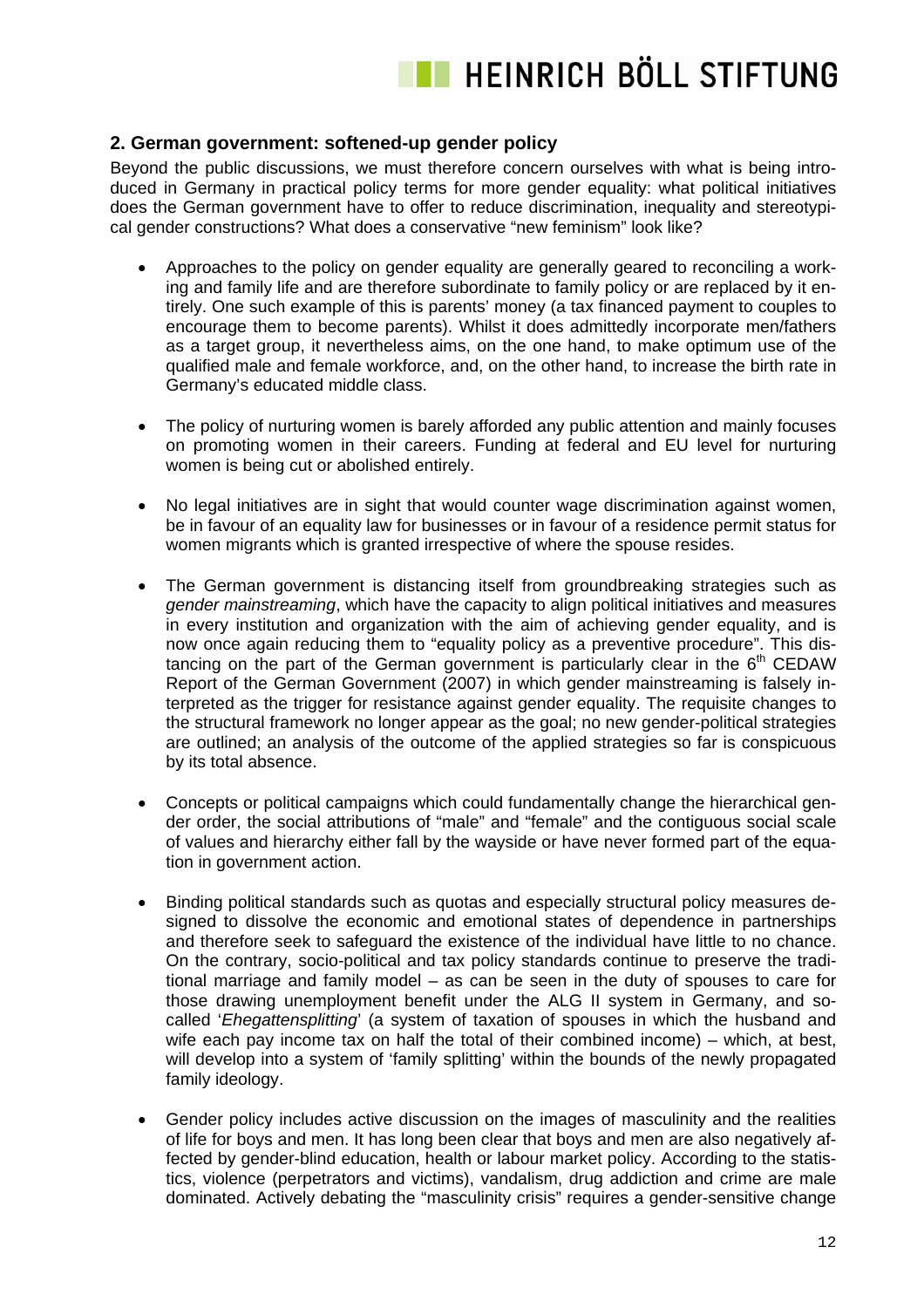## 2. German government: softened-up gender policy

Beyond the public discussions, we must therefore concern ourselves with what is being introduced in Germany in practical policy terms for more gender equality: what political initiatives does the German government have to offer to reduce discrimination, inequality and stereotypical gender constructions? What does a conservative "new feminism" look like?

- Approaches to the policy on gender equality are generally geared to reconciling a working and family life and are therefore subordinate to family policy or are replaced by it entirely. One such example of this is parents' money (a tax financed payment to couples to encourage them to become parents). Whilst it does admittedly incorporate men/fathers as a target group, it nevertheless aims, on the one hand, to make optimum use of the qualified male and female workforce, and, on the other hand, to increase the birth rate in Germany's educated middle class.

- The policy of nurturing women is barely afforded any public attention and mainly focuses on promoting women in their careers. Funding at federal and EU level for nurturing women is being cut or abolished entirely.

- No legal initiatives are in sight that would counter wage discrimination against women, be in favour of an equality law for businesses or in favour of a residence permit status for women migrants which is granted irrespective of where the spouse resides.

- The German government is distancing itself from groundbreaking strategies such as *gender mainstreaming*, which have the capacity to align political initiatives and measures in every institution and organization with the aim of achieving gender equality, and is now once again reducing them to "equality policy as a preventive procedure". This distancing on the part of the German government is particularly clear in the 6th CEDAW Report of the German Government (2007) in which gender mainstreaming is falsely interpreted as the trigger for resistance against gender equality. The requisite changes to the structural framework no longer appear as the goal; no new gender-political strategies are outlined; an analysis of the outcome of the applied strategies so far is conspicuous by its total absence.

- Concepts or political campaigns which could fundamentally change the hierarchical gender order, the social attributions of "male" and "female" and the contiguous social scale of values and hierarchy either fall by the wayside or have never formed part of the equation in government action.

- Binding political standards such as quotas and especially structural policy measures designed to dissolve the economic and emotional states of dependence in partnerships and therefore seek to safeguard the existence of the individual have little to no chance. On the contrary, socio-political and tax policy standards continue to preserve the traditional marriage and family model – as can be seen in the duty of spouses to care for those drawing unemployment benefit under the ALG II system in Germany, and so-called '*Ehegattensplitting*' (a system of taxation of spouses in which the husband and wife each pay income tax on half the total of their combined income) – which, at best, will develop into a system of 'family splitting' within the bounds of the newly propagated family ideology.

- Gender policy includes active discussion on the images of masculinity and the realities of life for boys and men. It has long been clear that boys and men are also negatively affected by gender-blind education, health or labour market policy. According to the statistics, violence (perpetrators and victims), vandalism, drug addiction and crime are male dominated. Actively debating the "masculinity crisis" requires a gender-sensitive change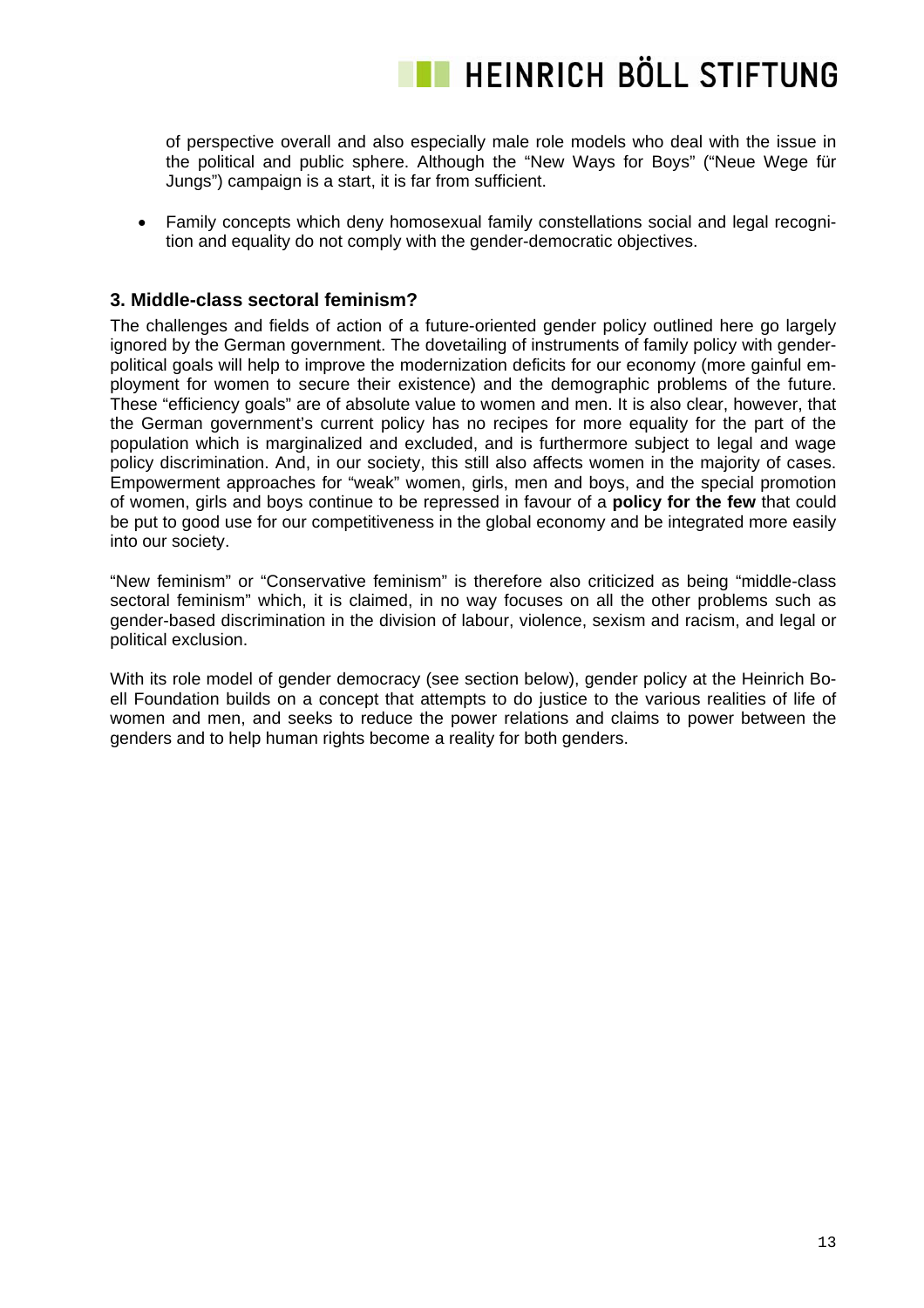of perspective overall and also especially male role models who deal with the issue in the political and public sphere. Although the "New Ways for Boys" ("Neue Wege für Jungs") campaign is a start, it is far from sufficient.

- Family concepts which deny homosexual family constellations social and legal recognition and equality do not comply with the gender-democratic objectives.

### 3. Middle-class sectoral feminism?

The challenges and fields of action of a future-oriented gender policy outlined here go largely ignored by the German government. The dovetailing of instruments of family policy with gender-political goals will help to improve the modernization deficits for our economy (more gainful employment for women to secure their existence) and the demographic problems of the future. These "efficiency goals" are of absolute value to women and men. It is also clear, however, that the German government's current policy has no recipes for more equality for the part of the population which is marginalized and excluded, and is furthermore subject to legal and wage policy discrimination. And, in our society, this still also affects women in the majority of cases. Empowerment approaches for "weak" women, girls, men and boys, and the special promotion of women, girls and boys continue to be repressed in favour of a **policy for the few** that could be put to good use for our competitiveness in the global economy and be integrated more easily into our society.

"New feminism" or "Conservative feminism" is therefore also criticized as being "middle-class sectoral feminism" which, it is claimed, in no way focuses on all the other problems such as gender-based discrimination in the division of labour, violence, sexism and racism, and legal or political exclusion.

With its role model of gender democracy (see section below), gender policy at the Heinrich Boell Foundation builds on a concept that attempts to do justice to the various realities of life of women and men, and seeks to reduce the power relations and claims to power between the genders and to help human rights become a reality for both genders.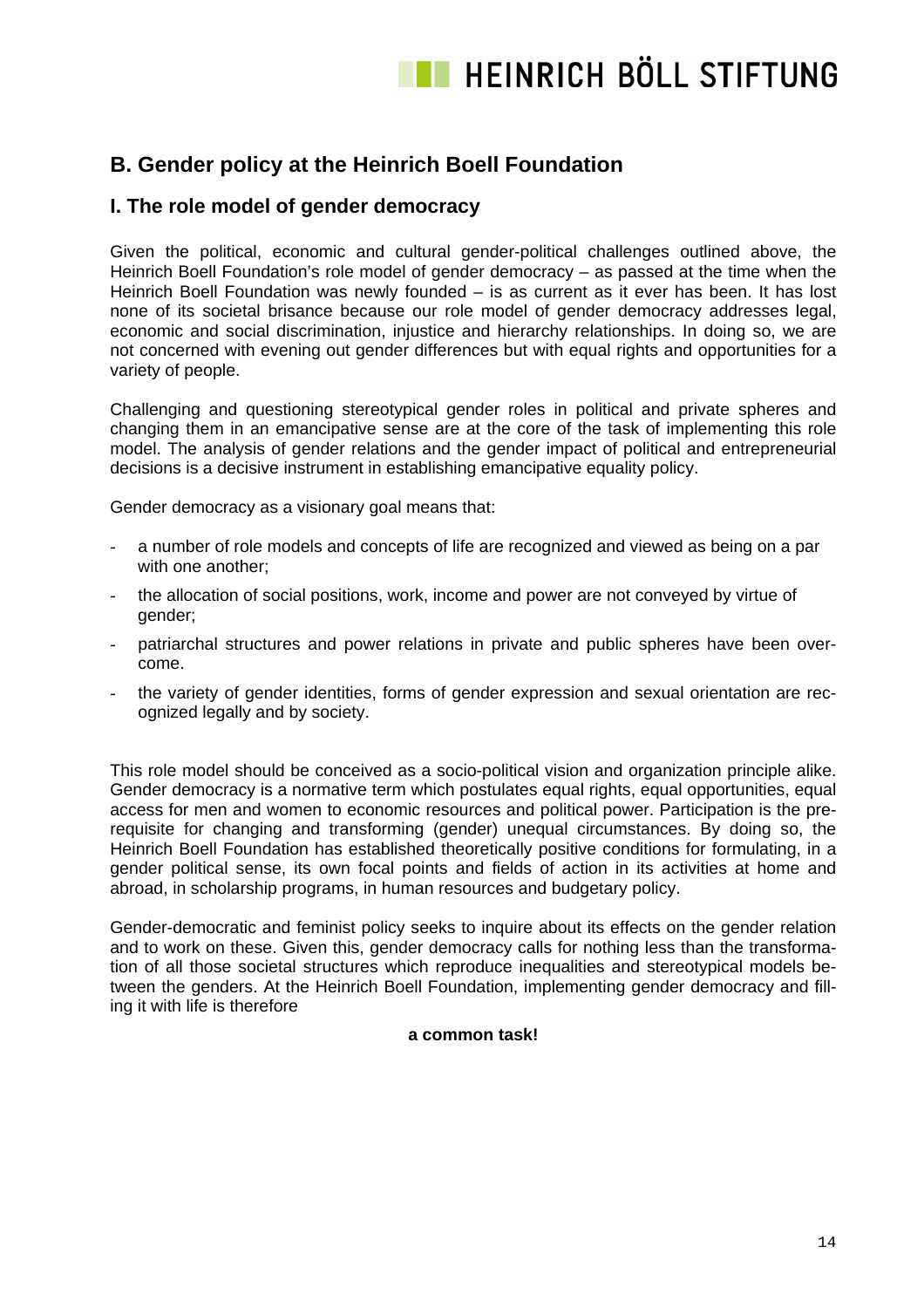## B. Gender policy at the Heinrich Boell Foundation

### I. The role model of gender democracy

Given the political, economic and cultural gender-political challenges outlined above, the Heinrich Boell Foundation's role model of gender democracy – as passed at the time when the Heinrich Boell Foundation was newly founded – is as current as it ever has been. It has lost none of its societal brisance because our role model of gender democracy addresses legal, economic and social discrimination, injustice and hierarchy relationships. In doing so, we are not concerned with evening out gender differences but with equal rights and opportunities for a variety of people.

Challenging and questioning stereotypical gender roles in political and private spheres and changing them in an emancipative sense are at the core of the task of implementing this role model. The analysis of gender relations and the gender impact of political and entrepreneurial decisions is a decisive instrument in establishing emancipative equality policy.

Gender democracy as a visionary goal means that:

- a number of role models and concepts of life are recognized and viewed as being on a par with one another;
- the allocation of social positions, work, income and power are not conveyed by virtue of gender;
- patriarchal structures and power relations in private and public spheres have been overcome.
- the variety of gender identities, forms of gender expression and sexual orientation are recognized legally and by society.

This role model should be conceived as a socio-political vision and organization principle alike. Gender democracy is a normative term which postulates equal rights, equal opportunities, equal access for men and women to economic resources and political power. Participation is the prerequisite for changing and transforming (gender) unequal circumstances. By doing so, the Heinrich Boell Foundation has established theoretically positive conditions for formulating, in a gender political sense, its own focal points and fields of action in its activities at home and abroad, in scholarship programs, in human resources and budgetary policy.

Gender-democratic and feminist policy seeks to inquire about its effects on the gender relation and to work on these. Given this, gender democracy calls for nothing less than the transformation of all those societal structures which reproduce inequalities and stereotypical models between the genders. At the Heinrich Boell Foundation, implementing gender democracy and filling it with life is therefore

**a common task!**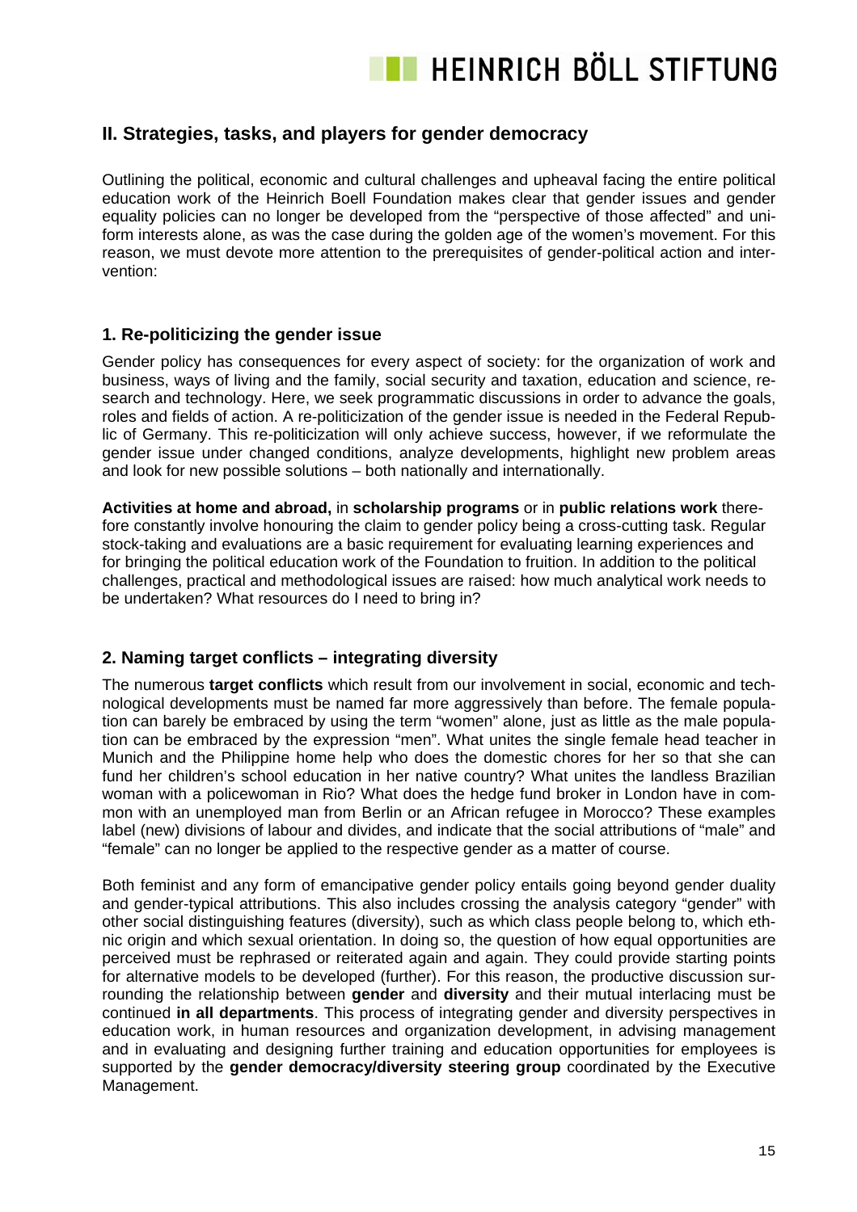## II. Strategies, tasks, and players for gender democracy

Outlining the political, economic and cultural challenges and upheaval facing the entire political education work of the Heinrich Boell Foundation makes clear that gender issues and gender equality policies can no longer be developed from the "perspective of those affected" and uniform interests alone, as was the case during the golden age of the women's movement. For this reason, we must devote more attention to the prerequisites of gender-political action and intervention:

### 1. Re-politicizing the gender issue

Gender policy has consequences for every aspect of society: for the organization of work and business, ways of living and the family, social security and taxation, education and science, research and technology. Here, we seek programmatic discussions in order to advance the goals, roles and fields of action. A re-politicization of the gender issue is needed in the Federal Republic of Germany. This re-politicization will only achieve success, however, if we reformulate the gender issue under changed conditions, analyze developments, highlight new problem areas and look for new possible solutions – both nationally and internationally.

**Activities at home and abroad,** in **scholarship programs** or in **public relations work** therefore constantly involve honouring the claim to gender policy being a cross-cutting task. Regular stock-taking and evaluations are a basic requirement for evaluating learning experiences and for bringing the political education work of the Foundation to fruition. In addition to the political challenges, practical and methodological issues are raised: how much analytical work needs to be undertaken? What resources do I need to bring in?

### 2. Naming target conflicts – integrating diversity

The numerous **target conflicts** which result from our involvement in social, economic and technological developments must be named far more aggressively than before. The female population can barely be embraced by using the term "women" alone, just as little as the male population can be embraced by the expression "men". What unites the single female head teacher in Munich and the Philippine home help who does the domestic chores for her so that she can fund her children's school education in her native country? What unites the landless Brazilian woman with a policewoman in Rio? What does the hedge fund broker in London have in common with an unemployed man from Berlin or an African refugee in Morocco? These examples label (new) divisions of labour and divides, and indicate that the social attributions of "male" and "female" can no longer be applied to the respective gender as a matter of course.

Both feminist and any form of emancipative gender policy entails going beyond gender duality and gender-typical attributions. This also includes crossing the analysis category "gender" with other social distinguishing features (diversity), such as which class people belong to, which ethnic origin and which sexual orientation. In doing so, the question of how equal opportunities are perceived must be rephrased or reiterated again and again. They could provide starting points for alternative models to be developed (further). For this reason, the productive discussion surrounding the relationship between **gender** and **diversity** and their mutual interlacing must be continued **in all departments**. This process of integrating gender and diversity perspectives in education work, in human resources and organization development, in advising management and in evaluating and designing further training and education opportunities for employees is supported by the **gender democracy/diversity steering group** coordinated by the Executive Management.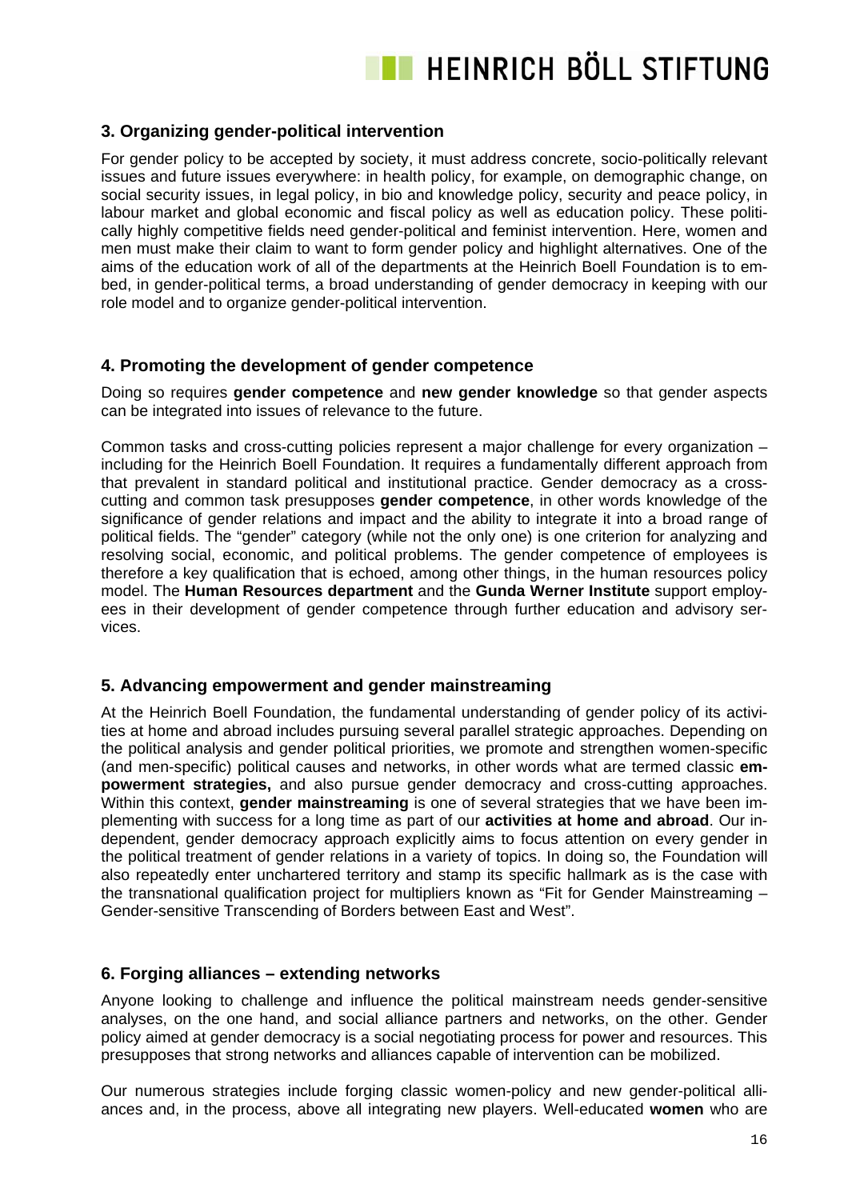## 3. Organizing gender-political intervention

For gender policy to be accepted by society, it must address concrete, socio-politically relevant issues and future issues everywhere: in health policy, for example, on demographic change, on social security issues, in legal policy, in bio and knowledge policy, security and peace policy, in labour market and global economic and fiscal policy as well as education policy. These politically highly competitive fields need gender-political and feminist intervention. Here, women and men must make their claim to want to form gender policy and highlight alternatives. One of the aims of the education work of all of the departments at the Heinrich Boell Foundation is to embed, in gender-political terms, a broad understanding of gender democracy in keeping with our role model and to organize gender-political intervention.

## 4. Promoting the development of gender competence

Doing so requires **gender competence** and **new gender knowledge** so that gender aspects can be integrated into issues of relevance to the future.

Common tasks and cross-cutting policies represent a major challenge for every organization – including for the Heinrich Boell Foundation. It requires a fundamentally different approach from that prevalent in standard political and institutional practice. Gender democracy as a cross-cutting and common task presupposes **gender competence**, in other words knowledge of the significance of gender relations and impact and the ability to integrate it into a broad range of political fields. The "gender" category (while not the only one) is one criterion for analyzing and resolving social, economic, and political problems. The gender competence of employees is therefore a key qualification that is echoed, among other things, in the human resources policy model. The **Human Resources department** and the **Gunda Werner Institute** support employees in their development of gender competence through further education and advisory services.

## 5. Advancing empowerment and gender mainstreaming

At the Heinrich Boell Foundation, the fundamental understanding of gender policy of its activities at home and abroad includes pursuing several parallel strategic approaches. Depending on the political analysis and gender political priorities, we promote and strengthen women-specific (and men-specific) political causes and networks, in other words what are termed classic **empowerment strategies,** and also pursue gender democracy and cross-cutting approaches. Within this context, **gender mainstreaming** is one of several strategies that we have been implementing with success for a long time as part of our **activities at home and abroad**. Our independent, gender democracy approach explicitly aims to focus attention on every gender in the political treatment of gender relations in a variety of topics. In doing so, the Foundation will also repeatedly enter unchartered territory and stamp its specific hallmark as is the case with the transnational qualification project for multipliers known as "Fit for Gender Mainstreaming – Gender-sensitive Transcending of Borders between East and West".

## 6. Forging alliances – extending networks

Anyone looking to challenge and influence the political mainstream needs gender-sensitive analyses, on the one hand, and social alliance partners and networks, on the other. Gender policy aimed at gender democracy is a social negotiating process for power and resources. This presupposes that strong networks and alliances capable of intervention can be mobilized.

Our numerous strategies include forging classic women-policy and new gender-political alliances and, in the process, above all integrating new players. Well-educated **women** who are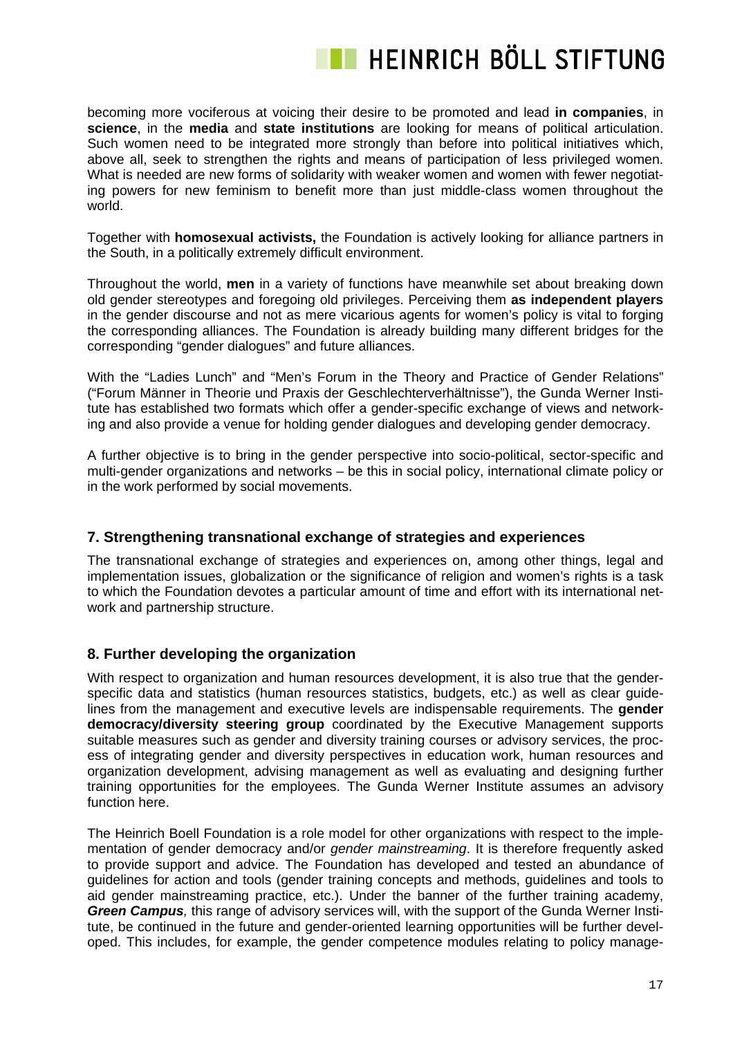becoming more vociferous at voicing their desire to be promoted and lead **in companies**, in **science**, in the **media** and **state institutions** are looking for means of political articulation. Such women need to be integrated more strongly than before into political initiatives which, above all, seek to strengthen the rights and means of participation of less privileged women. What is needed are new forms of solidarity with weaker women and women with fewer negotiating powers for new feminism to benefit more than just middle-class women throughout the world.

Together with **homosexual activists,** the Foundation is actively looking for alliance partners in the South, in a politically extremely difficult environment.

Throughout the world, **men** in a variety of functions have meanwhile set about breaking down old gender stereotypes and foregoing old privileges. Perceiving them **as independent players** in the gender discourse and not as mere vicarious agents for women's policy is vital to forging the corresponding alliances. The Foundation is already building many different bridges for the corresponding "gender dialogues" and future alliances.

With the "Ladies Lunch" and "Men's Forum in the Theory and Practice of Gender Relations" ("Forum Männer in Theorie und Praxis der Geschlechterverhältnisse"), the Gunda Werner Institute has established two formats which offer a gender-specific exchange of views and networking and also provide a venue for holding gender dialogues and developing gender democracy.

A further objective is to bring in the gender perspective into socio-political, sector-specific and multi-gender organizations and networks – be this in social policy, international climate policy or in the work performed by social movements.

## 7. Strengthening transnational exchange of strategies and experiences

The transnational exchange of strategies and experiences on, among other things, legal and implementation issues, globalization or the significance of religion and women's rights is a task to which the Foundation devotes a particular amount of time and effort with its international network and partnership structure.

## 8. Further developing the organization

With respect to organization and human resources development, it is also true that the gender-specific data and statistics (human resources statistics, budgets, etc.) as well as clear guidelines from the management and executive levels are indispensable requirements. The **gender democracy/diversity steering group** coordinated by the Executive Management supports suitable measures such as gender and diversity training courses or advisory services, the process of integrating gender and diversity perspectives in education work, human resources and organization development, advising management as well as evaluating and designing further training opportunities for the employees. The Gunda Werner Institute assumes an advisory function here.

The Heinrich Boell Foundation is a role model for other organizations with respect to the implementation of gender democracy and/or *gender mainstreaming*. It is therefore frequently asked to provide support and advice. The Foundation has developed and tested an abundance of guidelines for action and tools (gender training concepts and methods, guidelines and tools to aid gender mainstreaming practice, etc.). Under the banner of the further training academy, ***Green Campus**,* this range of advisory services will, with the support of the Gunda Werner Institute, be continued in the future and gender-oriented learning opportunities will be further developed. This includes, for example, the gender competence modules relating to policy manage-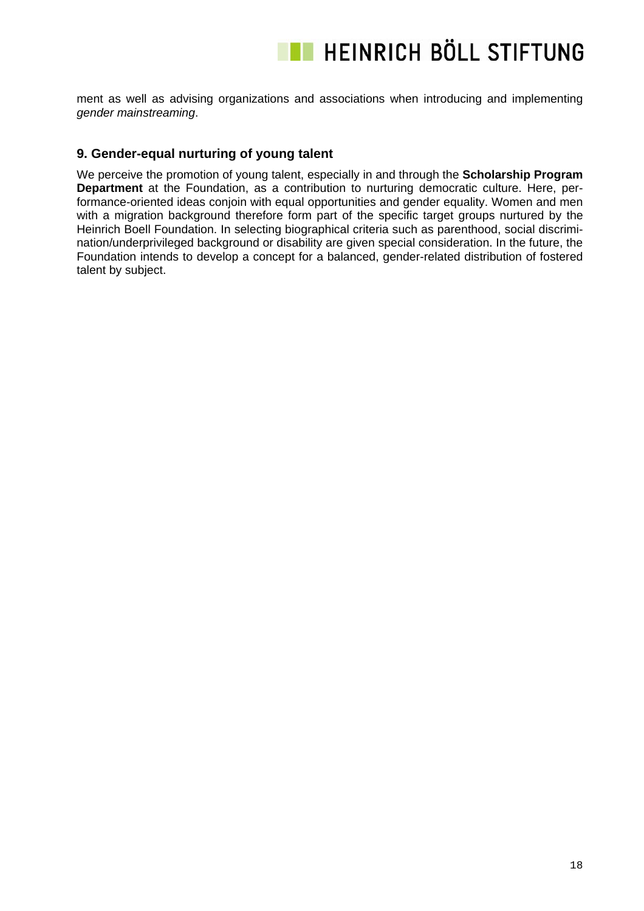ment as well as advising organizations and associations when introducing and implementing *gender mainstreaming*.

## 9. Gender-equal nurturing of young talent

We perceive the promotion of young talent, especially in and through the **Scholarship Program Department** at the Foundation, as a contribution to nurturing democratic culture. Here, performance-oriented ideas conjoin with equal opportunities and gender equality. Women and men with a migration background therefore form part of the specific target groups nurtured by the Heinrich Boell Foundation. In selecting biographical criteria such as parenthood, social discrimination/underprivileged background or disability are given special consideration. In the future, the Foundation intends to develop a concept for a balanced, gender-related distribution of fostered talent by subject.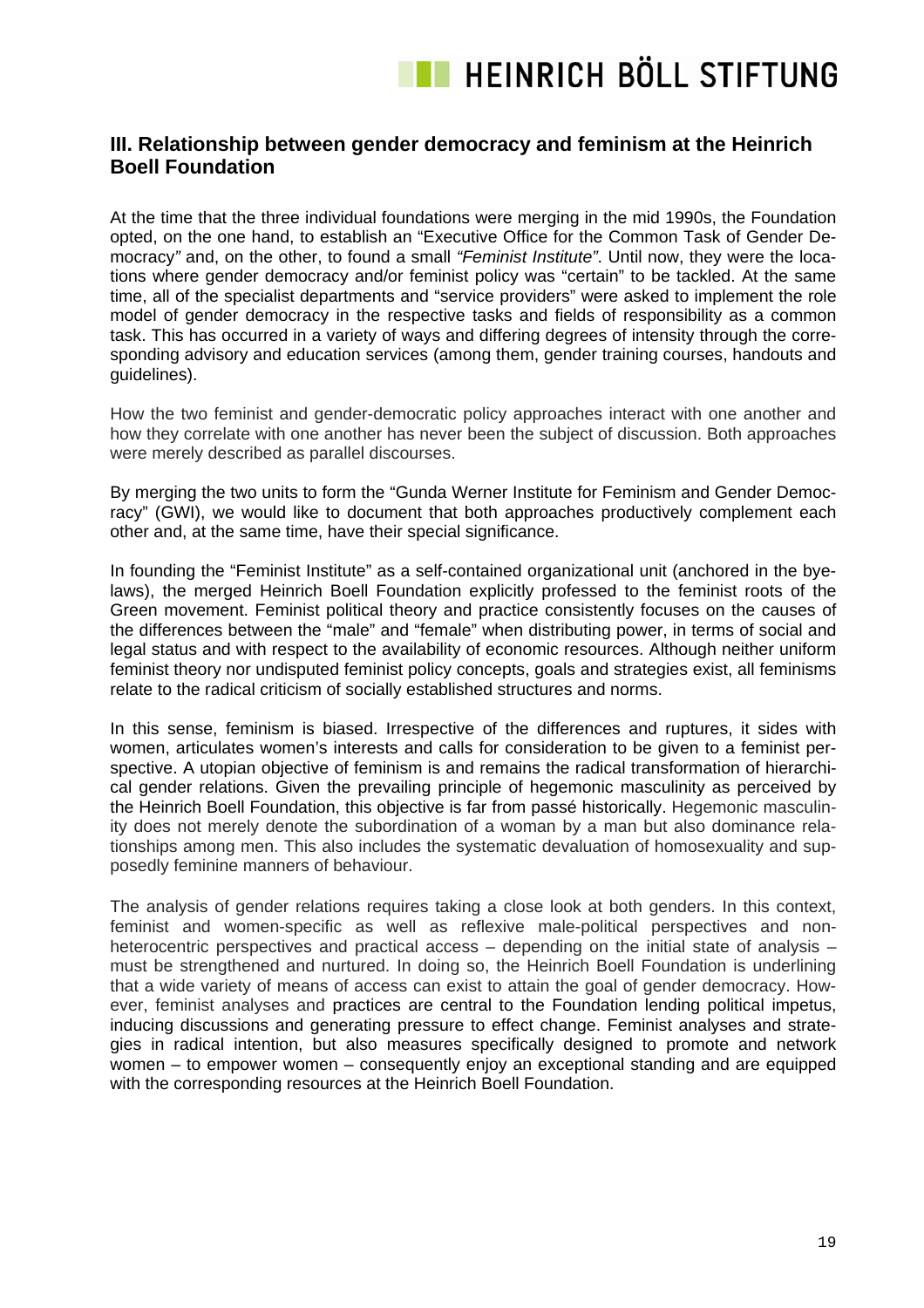## III. Relationship between gender democracy and feminism at the Heinrich Boell Foundation

At the time that the three individual foundations were merging in the mid 1990s, the Foundation opted, on the one hand, to establish an "Executive Office for the Common Task of Gender Democracy*"* and, on the other, to found a small *"Feminist Institute"*. Until now, they were the locations where gender democracy and/or feminist policy was "certain" to be tackled. At the same time, all of the specialist departments and "service providers" were asked to implement the role model of gender democracy in the respective tasks and fields of responsibility as a common task. This has occurred in a variety of ways and differing degrees of intensity through the corresponding advisory and education services (among them, gender training courses, handouts and guidelines).

How the two feminist and gender-democratic policy approaches interact with one another and how they correlate with one another has never been the subject of discussion. Both approaches were merely described as parallel discourses.

By merging the two units to form the "Gunda Werner Institute for Feminism and Gender Democracy" (GWI), we would like to document that both approaches productively complement each other and, at the same time, have their special significance.

In founding the "Feminist Institute" as a self-contained organizational unit (anchored in the byelaws), the merged Heinrich Boell Foundation explicitly professed to the feminist roots of the Green movement. Feminist political theory and practice consistently focuses on the causes of the differences between the "male" and "female" when distributing power, in terms of social and legal status and with respect to the availability of economic resources. Although neither uniform feminist theory nor undisputed feminist policy concepts, goals and strategies exist, all feminisms relate to the radical criticism of socially established structures and norms.

In this sense, feminism is biased. Irrespective of the differences and ruptures, it sides with women, articulates women's interests and calls for consideration to be given to a feminist perspective. A utopian objective of feminism is and remains the radical transformation of hierarchical gender relations. Given the prevailing principle of hegemonic masculinity as perceived by the Heinrich Boell Foundation, this objective is far from passé historically. Hegemonic masculinity does not merely denote the subordination of a woman by a man but also dominance relationships among men. This also includes the systematic devaluation of homosexuality and supposedly feminine manners of behaviour.

The analysis of gender relations requires taking a close look at both genders. In this context, feminist and women-specific as well as reflexive male-political perspectives and non-heterocentric perspectives and practical access – depending on the initial state of analysis – must be strengthened and nurtured. In doing so, the Heinrich Boell Foundation is underlining that a wide variety of means of access can exist to attain the goal of gender democracy. However, feminist analyses and practices are central to the Foundation lending political impetus, inducing discussions and generating pressure to effect change. Feminist analyses and strategies in radical intention, but also measures specifically designed to promote and network women – to empower women – consequently enjoy an exceptional standing and are equipped with the corresponding resources at the Heinrich Boell Foundation.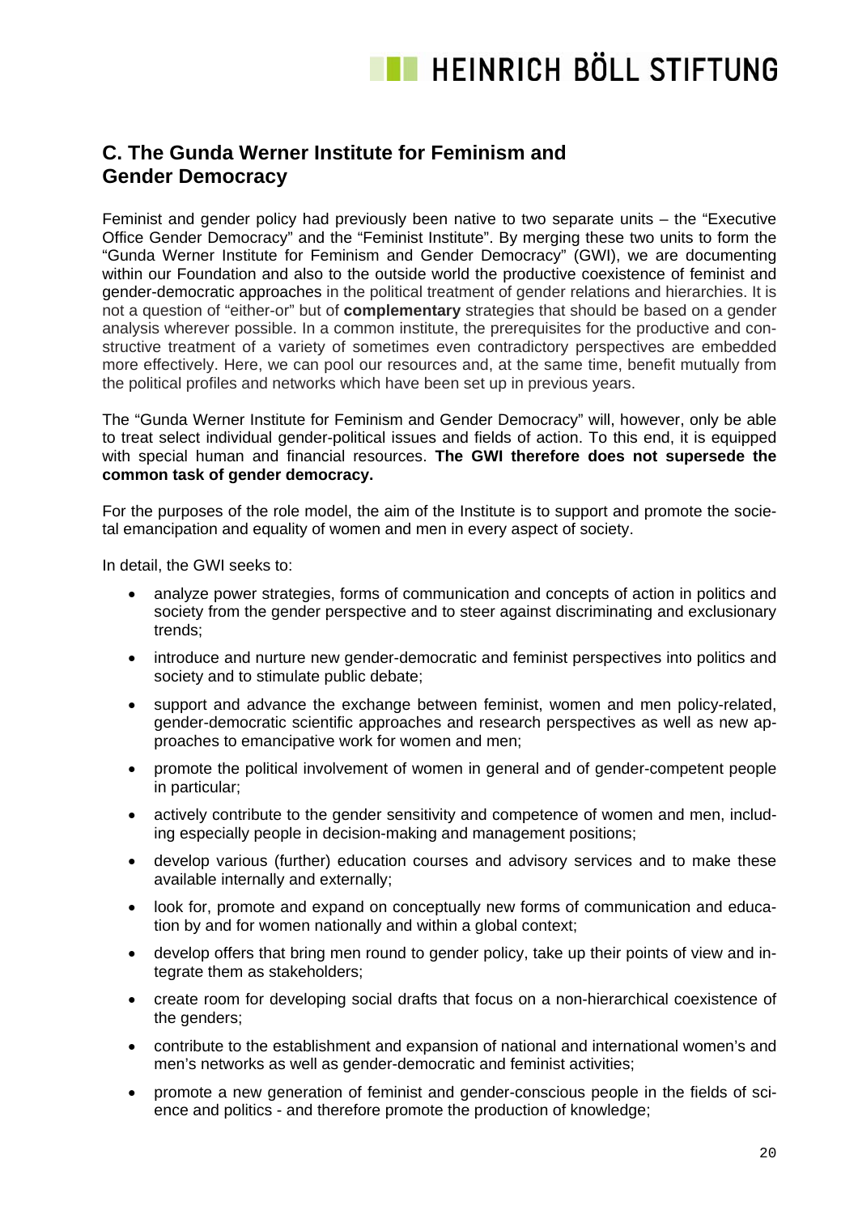## C. The Gunda Werner Institute for Feminism and Gender Democracy

Feminist and gender policy had previously been native to two separate units – the "Executive Office Gender Democracy" and the "Feminist Institute". By merging these two units to form the "Gunda Werner Institute for Feminism and Gender Democracy" (GWI), we are documenting within our Foundation and also to the outside world the productive coexistence of feminist and gender-democratic approaches in the political treatment of gender relations and hierarchies. It is not a question of "either-or" but of **complementary** strategies that should be based on a gender analysis wherever possible. In a common institute, the prerequisites for the productive and constructive treatment of a variety of sometimes even contradictory perspectives are embedded more effectively. Here, we can pool our resources and, at the same time, benefit mutually from the political profiles and networks which have been set up in previous years.

The "Gunda Werner Institute for Feminism and Gender Democracy" will, however, only be able to treat select individual gender-political issues and fields of action. To this end, it is equipped with special human and financial resources. **The GWI therefore does not supersede the common task of gender democracy.**

For the purposes of the role model, the aim of the Institute is to support and promote the societal emancipation and equality of women and men in every aspect of society.

In detail, the GWI seeks to:

- analyze power strategies, forms of communication and concepts of action in politics and society from the gender perspective and to steer against discriminating and exclusionary trends;
- introduce and nurture new gender-democratic and feminist perspectives into politics and society and to stimulate public debate;
- support and advance the exchange between feminist, women and men policy-related, gender-democratic scientific approaches and research perspectives as well as new approaches to emancipative work for women and men;
- promote the political involvement of women in general and of gender-competent people in particular;
- actively contribute to the gender sensitivity and competence of women and men, including especially people in decision-making and management positions;
- develop various (further) education courses and advisory services and to make these available internally and externally;
- look for, promote and expand on conceptually new forms of communication and education by and for women nationally and within a global context;
- develop offers that bring men round to gender policy, take up their points of view and integrate them as stakeholders;
- create room for developing social drafts that focus on a non-hierarchical coexistence of the genders;
- contribute to the establishment and expansion of national and international women's and men's networks as well as gender-democratic and feminist activities;
- promote a new generation of feminist and gender-conscious people in the fields of science and politics - and therefore promote the production of knowledge;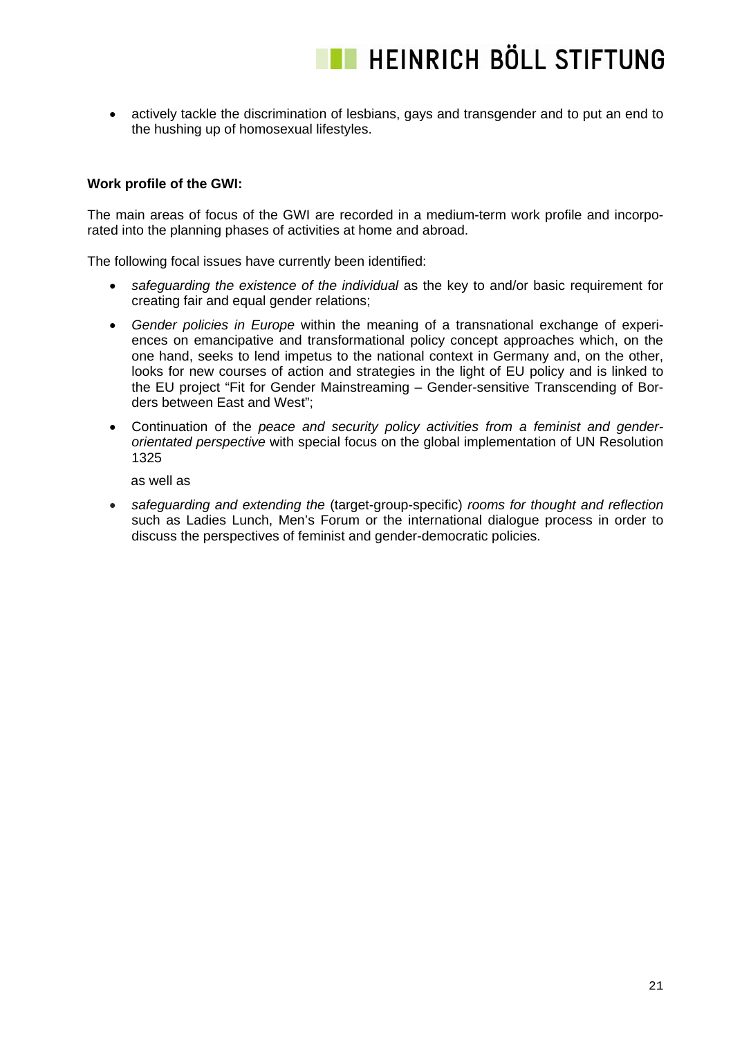- actively tackle the discrimination of lesbians, gays and transgender and to put an end to the hushing up of homosexual lifestyles.

**Work profile of the GWI:**

The main areas of focus of the GWI are recorded in a medium-term work profile and incorporated into the planning phases of activities at home and abroad.

The following focal issues have currently been identified:

- *safeguarding the existence of the individual* as the key to and/or basic requirement for creating fair and equal gender relations;
- *Gender policies in Europe* within the meaning of a transnational exchange of experiences on emancipative and transformational policy concept approaches which, on the one hand, seeks to lend impetus to the national context in Germany and, on the other, looks for new courses of action and strategies in the light of EU policy and is linked to the EU project "Fit for Gender Mainstreaming – Gender-sensitive Transcending of Borders between East and West";
- Continuation of the *peace and security policy activities from a feminist and gender-orientated perspective* with special focus on the global implementation of UN Resolution 1325

  as well as

- *safeguarding and extending the* (target-group-specific) *rooms for thought and reflection* such as Ladies Lunch, Men's Forum or the international dialogue process in order to discuss the perspectives of feminist and gender-democratic policies.